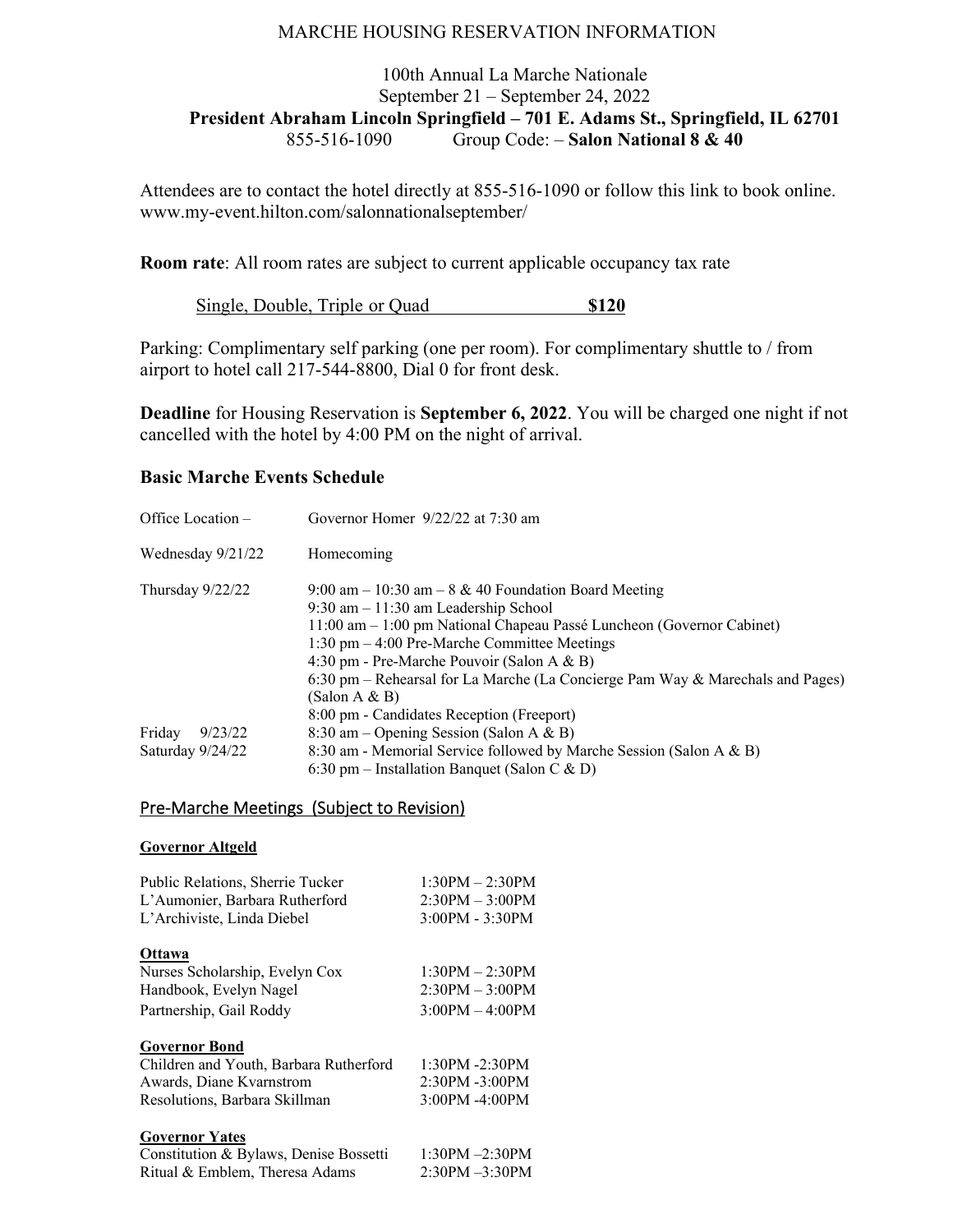# MARCHE HOUSING RESERVATION INFORMATION

100th Annual La Marche Nationale
September 21 – September 24, 2022
**President Abraham Lincoln Springfield – 701 E. Adams St., Springfield, IL 62701**
855-516-1090 Group Code: – **Salon National 8 & 40**

Attendees are to contact the hotel directly at 855-516-1090 or follow this link to book online. www.my-event.hilton.com/salonnationalseptember/

**Room rate**: All room rates are subject to current applicable occupancy tax rate

Single, Double, Triple or Quad **$120**

Parking: Complimentary self parking (one per room). For complimentary shuttle to / from airport to hotel call 217-544-8800, Dial 0 for front desk.

**Deadline** for Housing Reservation is **September 6, 2022**. You will be charged one night if not cancelled with the hotel by 4:00 PM on the night of arrival.

## Basic Marche Events Schedule

| | |
|---|---|
| Office Location – | Governor Homer 9/22/22 at 7:30 am |
| Wednesday 9/21/22 | Homecoming |
| Thursday 9/22/22 | 9:00 am – 10:30 am – 8 & 40 Foundation Board Meeting<br>9:30 am – 11:30 am Leadership School<br>11:00 am – 1:00 pm National Chapeau Passé Luncheon (Governor Cabinet)<br>1:30 pm – 4:00 Pre-Marche Committee Meetings<br>4:30 pm - Pre-Marche Pouvoir (Salon A & B)<br>6:30 pm – Rehearsal for La Marche (La Concierge Pam Way & Marechals and Pages) (Salon A & B)<br>8:00 pm - Candidates Reception (Freeport) |
| Friday 9/23/22 | 8:30 am – Opening Session (Salon A & B) |
| Saturday 9/24/22 | 8:30 am - Memorial Service followed by Marche Session (Salon A & B)<br>6:30 pm – Installation Banquet (Salon C & D) |

## Pre-Marche Meetings (Subject to Revision)

### Governor Altgeld

| | |
|---|---|
| Public Relations, Sherrie Tucker | 1:30PM – 2:30PM |
| L'Aumonier, Barbara Rutherford | 2:30PM – 3:00PM |
| L'Archiviste, Linda Diebel | 3:00PM - 3:30PM |

### Ottawa

| | |
|---|---|
| Nurses Scholarship, Evelyn Cox | 1:30PM – 2:30PM |
| Handbook, Evelyn Nagel | 2:30PM – 3:00PM |
| Partnership, Gail Roddy | 3:00PM – 4:00PM |

### Governor Bond

| | |
|---|---|
| Children and Youth, Barbara Rutherford | 1:30PM -2:30PM |
| Awards, Diane Kvarnstrom | 2:30PM -3:00PM |
| Resolutions, Barbara Skillman | 3:00PM -4:00PM |

### Governor Yates

| | |
|---|---|
| Constitution & Bylaws, Denise Bossetti | 1:30PM –2:30PM |
| Ritual & Emblem, Theresa Adams | 2:30PM –3:30PM |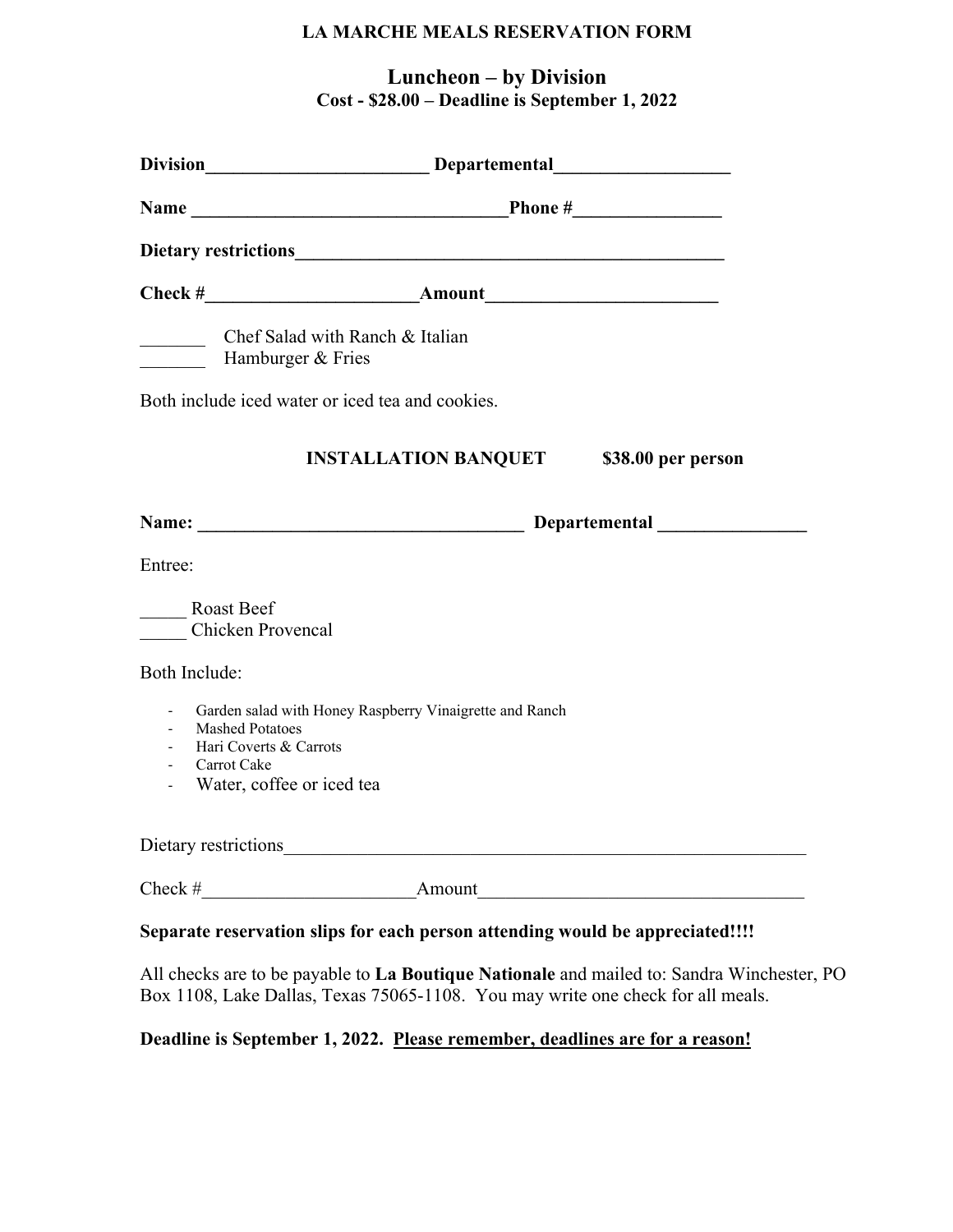**LA MARCHE MEALS RESERVATION FORM**

## Luncheon – by Division

**Cost - $28.00 – Deadline is September 1, 2022**

**Division**________________________ **Departemental**___________________

**Name** __________________________________**Phone #**________________

**Dietary restrictions**_______________________________________________

**Check #**_______________________**Amount**_________________________

_______ Chef Salad with Ranch & Italian
_______ Hamburger & Fries

Both include iced water or iced tea and cookies.

**INSTALLATION BANQUET $38.00 per person**

**Name:** ___________________________________ **Departemental** ________________

Entree:

_____ Roast Beef
_____ Chicken Provencal

Both Include:

- Garden salad with Honey Raspberry Vinaigrette and Ranch
- Mashed Potatoes
- Hari Coverts & Carrots
- Carrot Cake
- Water, coffee or iced tea

Dietary restrictions_________________________________________________________

Check #_______________________Amount___________________________________

**Separate reservation slips for each person attending would be appreciated!!!!**

All checks are to be payable to **La Boutique Nationale** and mailed to: Sandra Winchester, PO Box 1108, Lake Dallas, Texas 75065-1108. You may write one check for all meals.

**Deadline is September 1, 2022. <u>Please remember, deadlines are for a reason!</u>**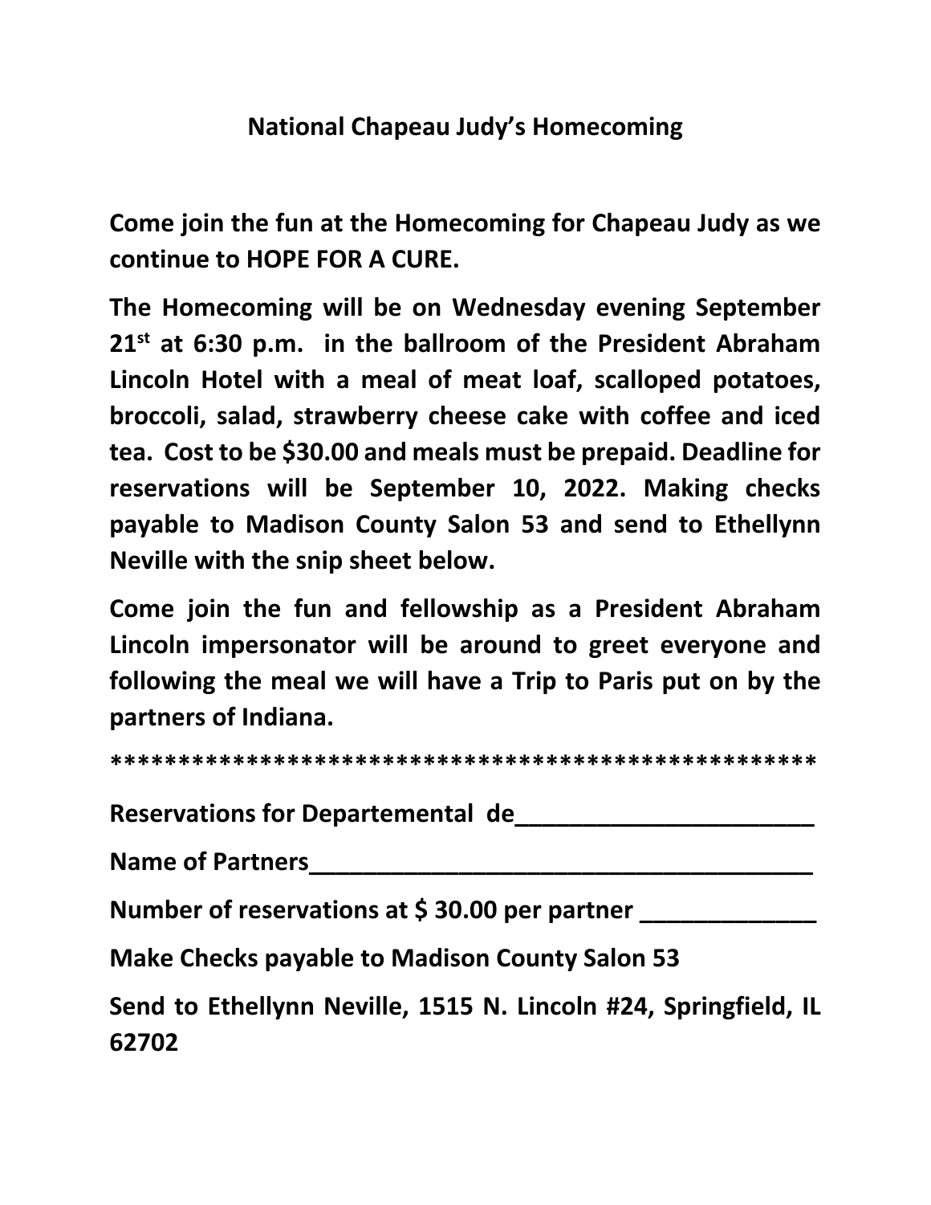# National Chapeau Judy's Homecoming

**Come join the fun at the Homecoming for Chapeau Judy as we continue to HOPE FOR A CURE.**

**The Homecoming will be on Wednesday evening September 21st at 6:30 p.m. in the ballroom of the President Abraham Lincoln Hotel with a meal of meat loaf, scalloped potatoes, broccoli, salad, strawberry cheese cake with coffee and iced tea. Cost to be $30.00 and meals must be prepaid. Deadline for reservations will be September 10, 2022. Making checks payable to Madison County Salon 53 and send to Ethellynn Neville with the snip sheet below.**

**Come join the fun and fellowship as a President Abraham Lincoln impersonator will be around to greet everyone and following the meal we will have a Trip to Paris put on by the partners of Indiana.**

**\*\*\*\*\*\*\*\*\*\*\*\*\*\*\*\*\*\*\*\*\*\*\*\*\*\*\*\*\*\*\*\*\*\*\*\*\*\*\*\*\*\*\*\*\*\*\*\*\*\*\*\*\***

**Reservations for Departemental de______________________**

**Name of Partners_______________________________________**

**Number of reservations at $ 30.00 per partner _____________**

**Make Checks payable to Madison County Salon 53**

**Send to Ethellynn Neville, 1515 N. Lincoln #24, Springfield, IL 62702**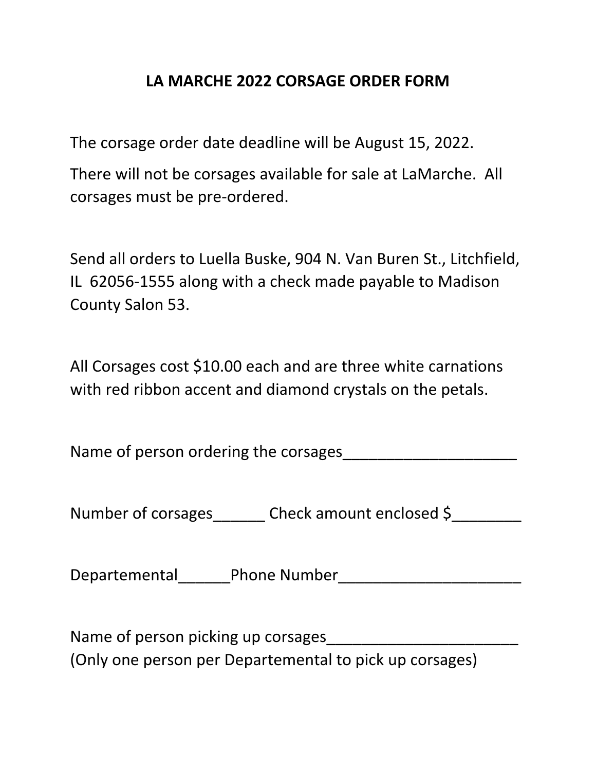# LA MARCHE 2022 CORSAGE ORDER FORM

The corsage order date deadline will be August 15, 2022.

There will not be corsages available for sale at LaMarche. All corsages must be pre-ordered.

Send all orders to Luella Buske, 904 N. Van Buren St., Litchfield, IL 62056-1555 along with a check made payable to Madison County Salon 53.

All Corsages cost $10.00 each and are three white carnations with red ribbon accent and diamond crystals on the petals.

Name of person ordering the corsages____________________

Number of corsages______ Check amount enclosed $________

Departemental______Phone Number_____________________

Name of person picking up corsages______________________
(Only one person per Departemental to pick up corsages)